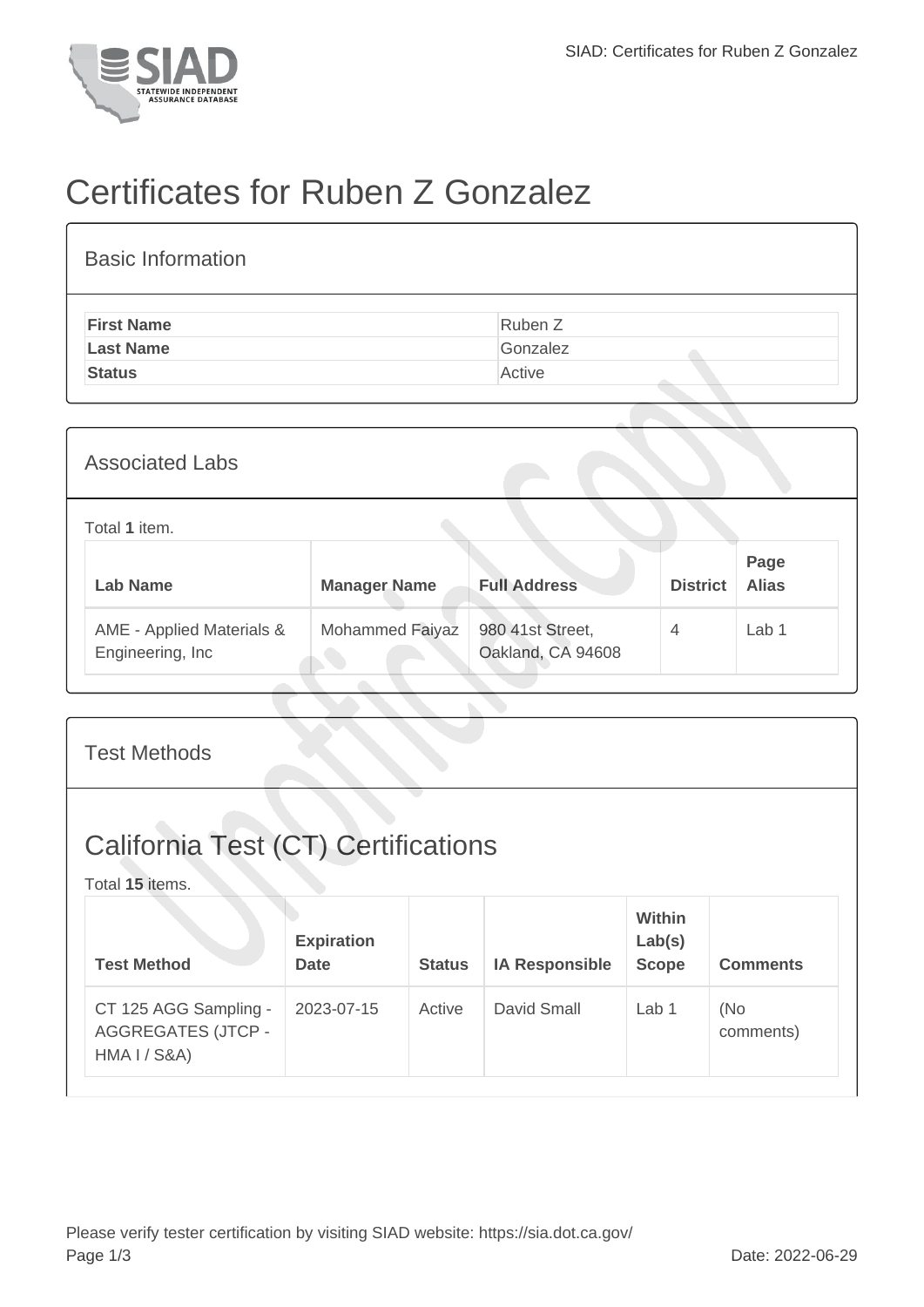# Certificates for Ruben Z Gonzalez

## Basic Information

| | |
|---|---|
| **First Name** | Ruben Z |
| **Last Name** | Gonzalez |
| **Status** | Active |

## Associated Labs

Total **1** item.

| Lab Name | Manager Name | Full Address | District | Page Alias |
|---|---|---|---|---|
| AME - Applied Materials & Engineering, Inc | Mohammed Faiyaz | 980 41st Street, Oakland, CA 94608 | 4 | Lab 1 |

## Test Methods

## California Test (CT) Certifications

Total **15** items.

| Test Method | Expiration Date | Status | IA Responsible | Within Lab(s) Scope | Comments |
|---|---|---|---|---|---|
| CT 125 AGG Sampling - AGGREGATES (JTCP - HMA I / S&A) | 2023-07-15 | Active | David Small | Lab 1 | (No comments) |

Please verify tester certification by visiting SIAD website: https://sia.dot.ca.gov/

Date: 2022-06-29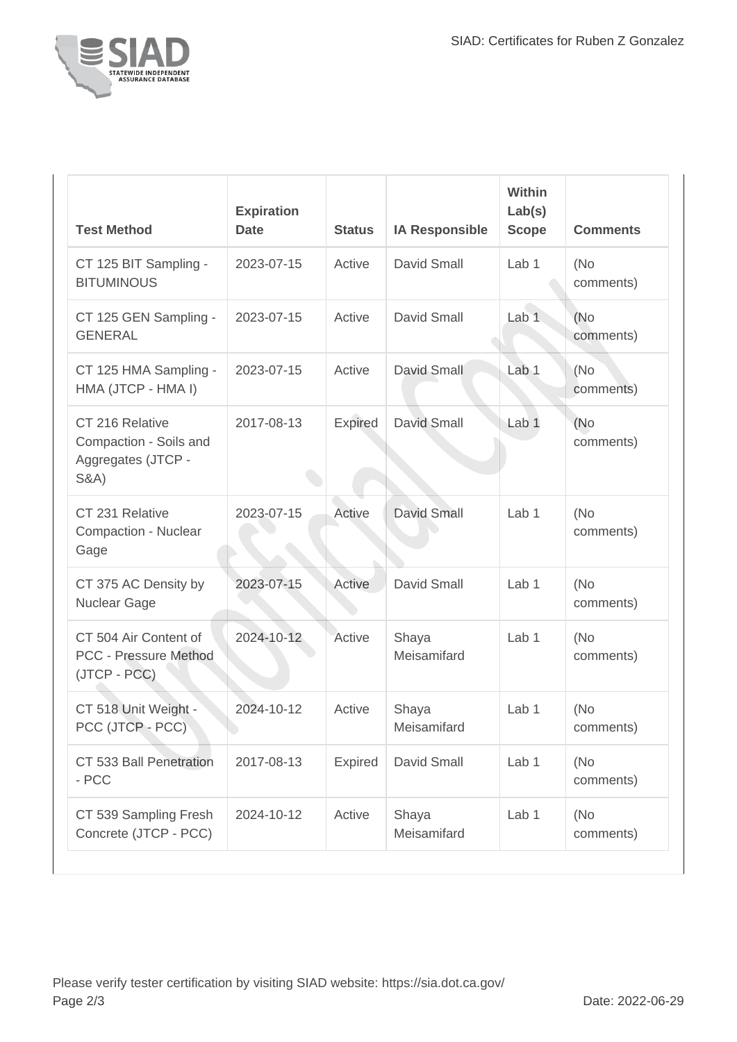| Test Method | Expiration Date | Status | IA Responsible | Within Lab(s) Scope | Comments |
|---|---|---|---|---|---|
| CT 125 BIT Sampling - BITUMINOUS | 2023-07-15 | Active | David Small | Lab 1 | (No comments) |
| CT 125 GEN Sampling - GENERAL | 2023-07-15 | Active | David Small | Lab 1 | (No comments) |
| CT 125 HMA Sampling - HMA (JTCP - HMA I) | 2023-07-15 | Active | David Small | Lab 1 | (No comments) |
| CT 216 Relative Compaction - Soils and Aggregates (JTCP - S&A) | 2017-08-13 | Expired | David Small | Lab 1 | (No comments) |
| CT 231 Relative Compaction - Nuclear Gage | 2023-07-15 | Active | David Small | Lab 1 | (No comments) |
| CT 375 AC Density by Nuclear Gage | 2023-07-15 | Active | David Small | Lab 1 | (No comments) |
| CT 504 Air Content of PCC - Pressure Method (JTCP - PCC) | 2024-10-12 | Active | Shaya Meisamifard | Lab 1 | (No comments) |
| CT 518 Unit Weight - PCC (JTCP - PCC) | 2024-10-12 | Active | Shaya Meisamifard | Lab 1 | (No comments) |
| CT 533 Ball Penetration - PCC | 2017-08-13 | Expired | David Small | Lab 1 | (No comments) |
| CT 539 Sampling Fresh Concrete (JTCP - PCC) | 2024-10-12 | Active | Shaya Meisamifard | Lab 1 | (No comments) |

Please verify tester certification by visiting SIAD website: https://sia.dot.ca.gov/

Date: 2022-06-29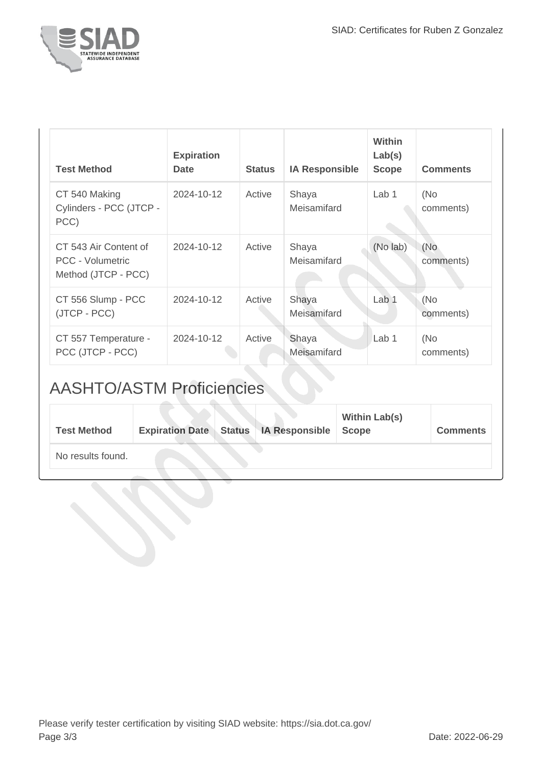| Test Method | Expiration Date | Status | IA Responsible | Within Lab(s) Scope | Comments |
|---|---|---|---|---|---|
| CT 540 Making Cylinders - PCC (JTCP - PCC) | 2024-10-12 | Active | Shaya Meisamifard | Lab 1 | (No comments) |
| CT 543 Air Content of PCC - Volumetric Method (JTCP - PCC) | 2024-10-12 | Active | Shaya Meisamifard | (No lab) | (No comments) |
| CT 556 Slump - PCC (JTCP - PCC) | 2024-10-12 | Active | Shaya Meisamifard | Lab 1 | (No comments) |
| CT 557 Temperature - PCC (JTCP - PCC) | 2024-10-12 | Active | Shaya Meisamifard | Lab 1 | (No comments) |

## AASHTO/ASTM Proficiencies

| Test Method | Expiration Date | Status | IA Responsible | Within Lab(s) Scope | Comments |
|---|---|---|---|---|---|
| No results found. | | | | | |

Please verify tester certification by visiting SIAD website: https://sia.dot.ca.gov/

Date: 2022-06-29